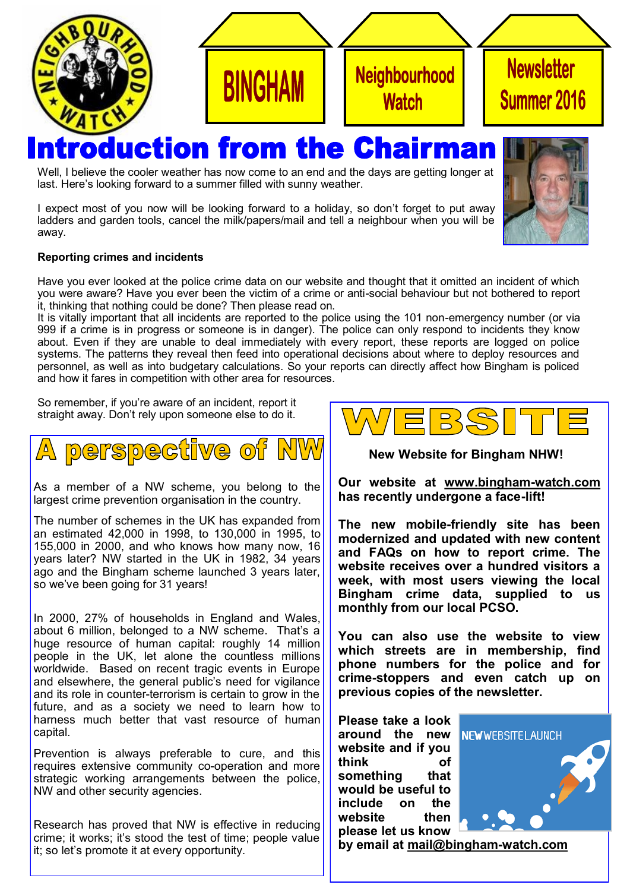# BINGHAM Neighbourhood Watch Newsletter Summer 2016

# Introduction from the Chairman

Well, I believe the cooler weather has now come to an end and the days are getting longer at last. Here's looking forward to a summer filled with sunny weather.

I expect most of you now will be looking forward to a holiday, so don't forget to put away ladders and garden tools, cancel the milk/papers/mail and tell a neighbour when you will be away.

**Reporting crimes and incidents**

Have you ever looked at the police crime data on our website and thought that it omitted an incident of which you were aware? Have you ever been the victim of a crime or anti-social behaviour but not bothered to report it, thinking that nothing could be done? Then please read on.

It is vitally important that all incidents are reported to the police using the 101 non-emergency number (or via 999 if a crime is in progress or someone is in danger). The police can only respond to incidents they know about. Even if they are unable to deal immediately with every report, these reports are logged on police systems. The patterns they reveal then feed into operational decisions about where to deploy resources and personnel, as well as into budgetary calculations. So your reports can directly affect how Bingham is policed and how it fares in competition with other area for resources.

So remember, if you're aware of an incident, report it straight away. Don't rely upon someone else to do it.

## A perspective of NW

As a member of a NW scheme, you belong to the largest crime prevention organisation in the country.

The number of schemes in the UK has expanded from an estimated 42,000 in 1998, to 130,000 in 1995, to 155,000 in 2000, and who knows how many now, 16 years later? NW started in the UK in 1982, 34 years ago and the Bingham scheme launched 3 years later, so we've been going for 31 years!

In 2000, 27% of households in England and Wales, about 6 million, belonged to a NW scheme. That's a huge resource of human capital: roughly 14 million people in the UK, let alone the countless millions worldwide. Based on recent tragic events in Europe and elsewhere, the general public's need for vigilance and its role in counter-terrorism is certain to grow in the future, and as a society we need to learn how to harness much better that vast resource of human capital.

Prevention is always preferable to cure, and this requires extensive community co-operation and more strategic working arrangements between the police, NW and other security agencies.

Research has proved that NW is effective in reducing crime; it works; it's stood the test of time; people value it; so let's promote it at every opportunity.

## WEBSITE

**New Website for Bingham NHW!**

**Our website at www.bingham-watch.com has recently undergone a face-lift!**

**The new mobile-friendly site has been modernized and updated with new content and FAQs on how to report crime. The website receives over a hundred visitors a week, with most users viewing the local Bingham crime data, supplied to us monthly from our local PCSO.**

**You can also use the website to view which streets are in membership, find phone numbers for the police and for crime-stoppers and even catch up on previous copies of the newsletter.**

**Please take a look around the new website and if you think of something that would be useful to include on the website then please let us know by email at mail@bingham-watch.com**

NEW WEBSITE LAUNCH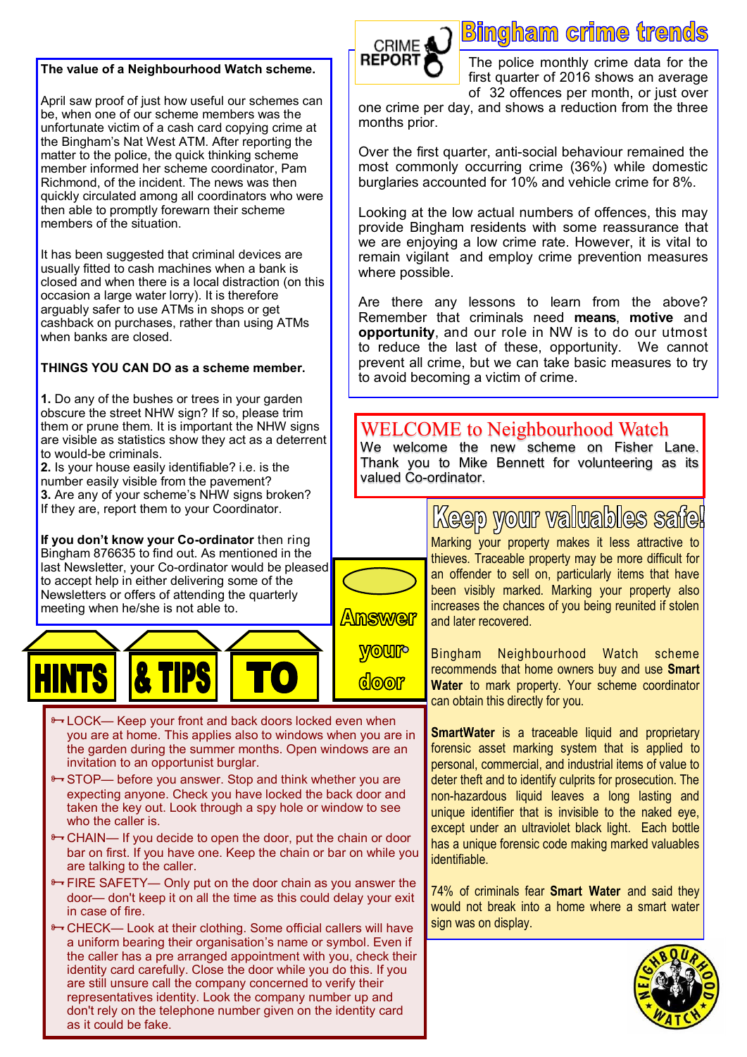## The value of a Neighbourhood Watch scheme.

April saw proof of just how useful our schemes can be, when one of our scheme members was the unfortunate victim of a cash card copying crime at the Bingham's Nat West ATM. After reporting the matter to the police, the quick thinking scheme member informed her scheme coordinator, Pam Richmond, of the incident. The news was then quickly circulated among all coordinators who were then able to promptly forewarn their scheme members of the situation.

It has been suggested that criminal devices are usually fitted to cash machines when a bank is closed and when there is a local distraction (on this occasion a large water lorry). It is therefore arguably safer to use ATMs in shops or get cashback on purchases, rather than using ATMs when banks are closed.

**THINGS YOU CAN DO as a scheme member.**

**1.** Do any of the bushes or trees in your garden obscure the street NHW sign? If so, please trim them or prune them. It is important the NHW signs are visible as statistics show they act as a deterrent to would-be criminals.
**2.** Is your house easily identifiable? i.e. is the number easily visible from the pavement?
**3.** Are any of your scheme's NHW signs broken? If they are, report them to your Coordinator.

**If you don't know your Co-ordinator** then ring Bingham 876635 to find out. As mentioned in the last Newsletter, your Co-ordinator would be pleased to accept help in either delivering some of the Newsletters or offers of attending the quarterly meeting when he/she is not able to.

## HINTS & TIPS TO Answer your door

- LOCK— Keep your front and back doors locked even when you are at home. This applies also to windows when you are in the garden during the summer months. Open windows are an invitation to an opportunist burglar.
- STOP— before you answer. Stop and think whether you are expecting anyone. Check you have locked the back door and taken the key out. Look through a spy hole or window to see who the caller is.
- CHAIN— If you decide to open the door, put the chain or door bar on first. If you have one. Keep the chain or bar on while you are talking to the caller.
- FIRE SAFETY— Only put on the door chain as you answer the door— don't keep it on all the time as this could delay your exit in case of fire.
- CHECK— Look at their clothing. Some official callers will have a uniform bearing their organisation's name or symbol. Even if the caller has a pre arranged appointment with you, check their identity card carefully. Close the door while you do this. If you are still unsure call the company concerned to verify their representatives identity. Look the company number up and don't rely on the telephone number given on the identity card as it could be fake.

## Bingham crime trends

CRIME REPORT

The police monthly crime data for the first quarter of 2016 shows an average of 32 offences per month, or just over one crime per day, and shows a reduction from the three months prior.

Over the first quarter, anti-social behaviour remained the most commonly occurring crime (36%) while domestic burglaries accounted for 10% and vehicle crime for 8%.

Looking at the low actual numbers of offences, this may provide Bingham residents with some reassurance that we are enjoying a low crime rate. However, it is vital to remain vigilant and employ crime prevention measures where possible.

Are there any lessons to learn from the above? Remember that criminals need **means**, **motive** and **opportunity**, and our role in NW is to do our utmost to reduce the last of these, opportunity. We cannot prevent all crime, but we can take basic measures to try to avoid becoming a victim of crime.

## WELCOME to Neighbourhood Watch

We welcome the new scheme on Fisher Lane. Thank you to Mike Bennett for volunteering as its valued Co-ordinator.

## Keep your valuables safe!

Marking your property makes it less attractive to thieves. Traceable property may be more difficult for an offender to sell on, particularly items that have been visibly marked. Marking your property also increases the chances of you being reunited if stolen and later recovered.

Bingham Neighbourhood Watch scheme recommends that home owners buy and use **Smart Water** to mark property. Your scheme coordinator can obtain this directly for you.

**SmartWater** is a traceable liquid and proprietary forensic asset marking system that is applied to personal, commercial, and industrial items of value to deter theft and to identify culprits for prosecution. The non-hazardous liquid leaves a long lasting and unique identifier that is invisible to the naked eye, except under an ultraviolet black light. Each bottle has a unique forensic code making marked valuables identifiable.

74% of criminals fear **Smart Water** and said they would not break into a home where a smart water sign was on display.